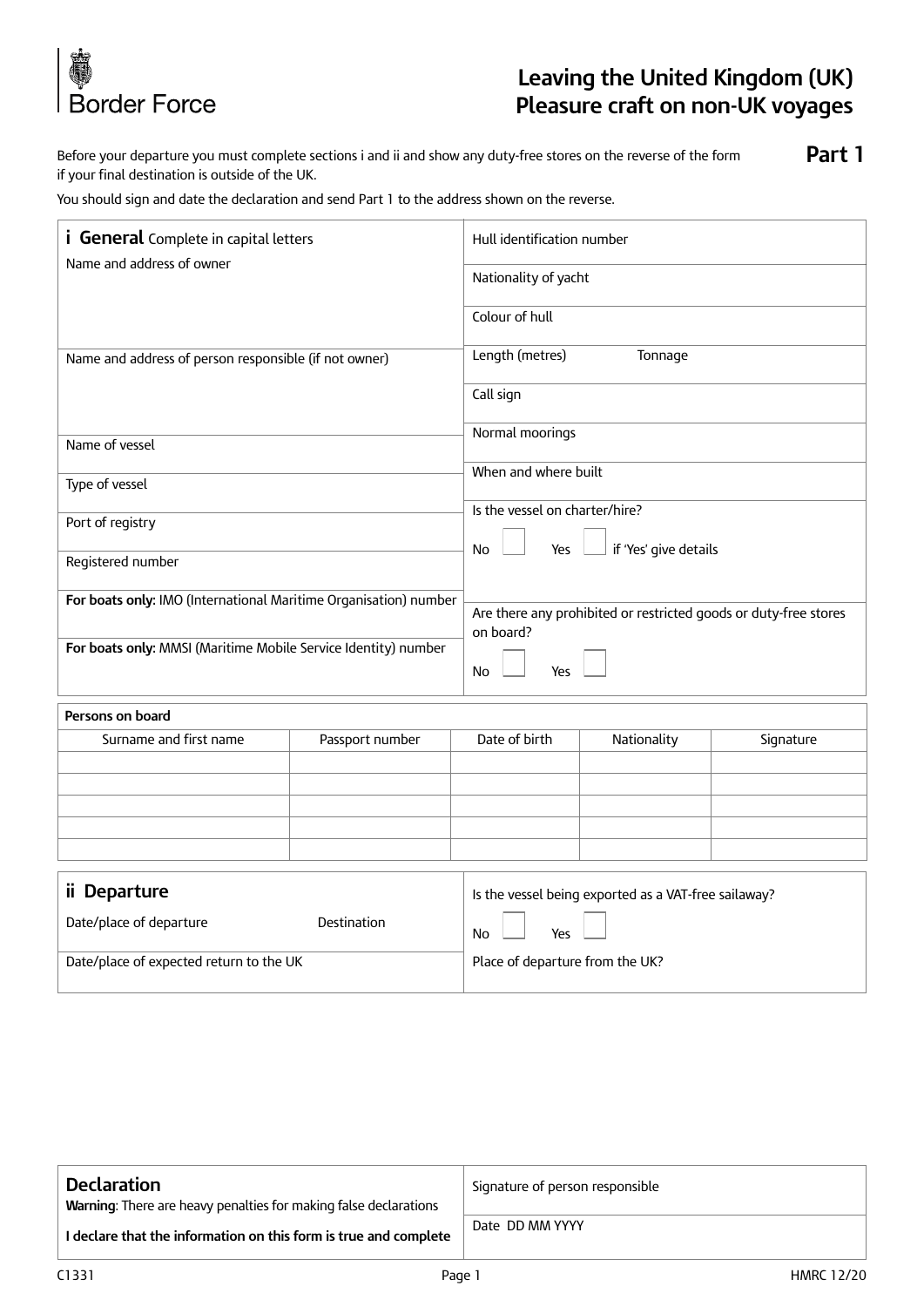Border Force

# Leaving the United Kingdom (UK) Pleasure craft on non-UK voyages

**Part 1**

Before your departure you must complete sections i and ii and show any duty-free stores on the reverse of the form if your final destination is outside of the UK.

You should sign and date the declaration and send Part 1 to the address shown on the reverse.

## i General

Complete in capital letters

| | |
|---|---|
| Name and address of owner | Hull identification number |
| | Nationality of yacht |
| | Colour of hull |
| Name and address of person responsible (if not owner) | Length (metres) Tonnage |
| | Call sign |
| | Normal moorings |
| Name of vessel | When and where built |
| Type of vessel | Is the vessel on charter/hire? No ☐ Yes ☐ if 'Yes' give details |
| Port of registry | |
| Registered number | |
| **For boats only:** IMO (International Maritime Organisation) number | Are there any prohibited or restricted goods or duty-free stores on board? No ☐ Yes ☐ |
| **For boats only:** MMSI (Maritime Mobile Service Identity) number | |

**Persons on board**

| Surname and first name | Passport number | Date of birth | Nationality | Signature |
|---|---|---|---|---|
| | | | | |
| | | | | |
| | | | | |
| | | | | |
| | | | | |

## ii Departure

| | |
|---|---|
| Date/place of departure Destination | Is the vessel being exported as a VAT-free sailaway? No ☐ Yes ☐ |
| Date/place of expected return to the UK | Place of departure from the UK? |

## Declaration

**Warning**: There are heavy penalties for making false declarations

**I declare that the information on this form is true and complete**

| |
|---|
| Signature of person responsible |
| Date DD MM YYYY |

C1331 HMRC 12/20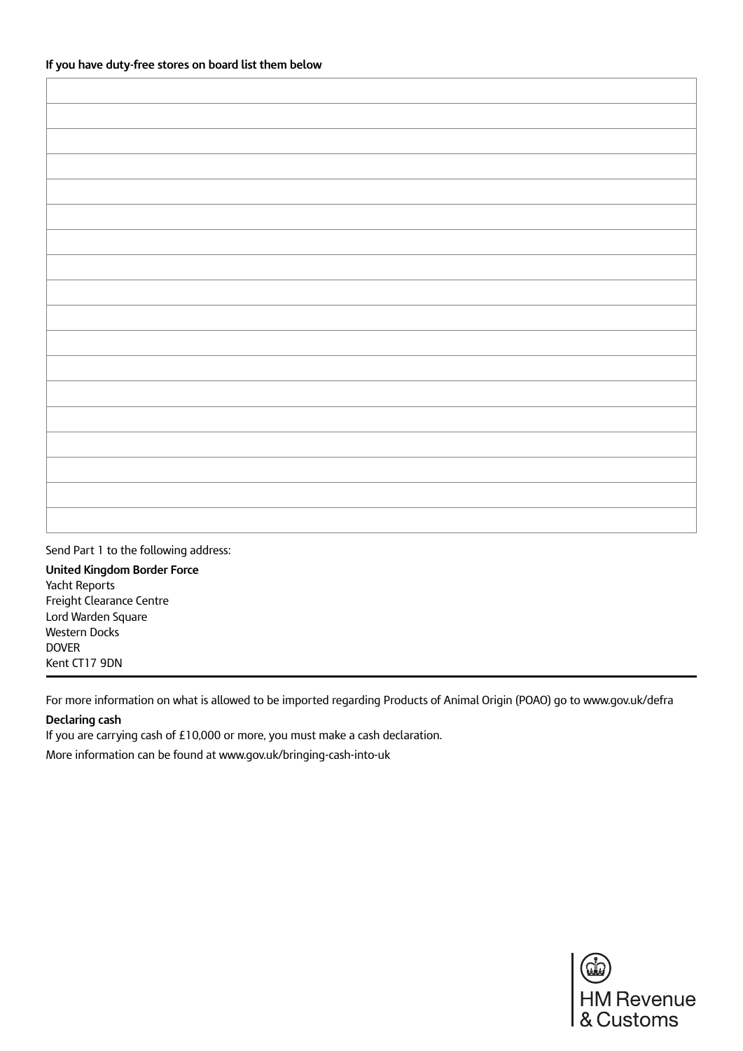**If you have duty-free stores on board list them below**

| |
|---|
| |
| |
| |
| |
| |
| |
| |
| |
| |
| |
| |
| |
| |
| |
| |
| |
| |

Send Part 1 to the following address:

**United Kingdom Border Force**
Yacht Reports
Freight Clearance Centre
Lord Warden Square
Western Docks
DOVER
Kent CT17 9DN

---

For more information on what is allowed to be imported regarding Products of Animal Origin (POAO) go to www.gov.uk/defra

**Declaring cash**

If you are carrying cash of £10,000 or more, you must make a cash declaration.

More information can be found at www.gov.uk/bringing-cash-into-uk

HM Revenue & Customs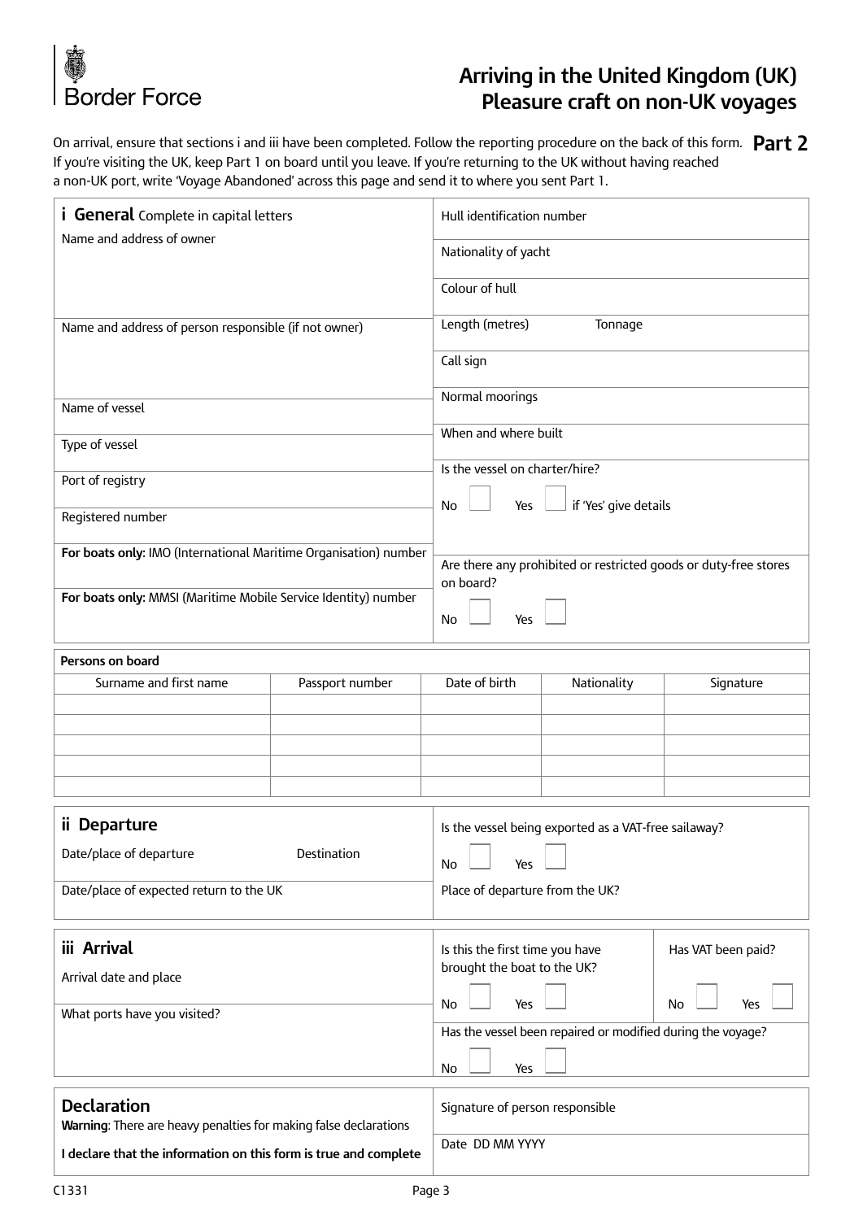Border Force

# Arriving in the United Kingdom (UK) Pleasure craft on non-UK voyages

**Part 2**

On arrival, ensure that sections i and iii have been completed. Follow the reporting procedure on the back of this form. If you're visiting the UK, keep Part 1 on board until you leave. If you're returning to the UK without having reached a non-UK port, write 'Voyage Abandoned' across this page and send it to where you sent Part 1.

## i General

Complete in capital letters

| | |
|---|---|
| Name and address of owner | Hull identification number |
| | Nationality of yacht |
| | Colour of hull |
| Name and address of person responsible (if not owner) | Length (metres) Tonnage |
| | Call sign |
| | Normal moorings |
| Name of vessel | When and where built |
| Type of vessel | Is the vessel on charter/hire? |
| Port of registry | No ☐ Yes ☐ if 'Yes' give details |
| Registered number | |
| **For boats only:** IMO (International Maritime Organisation) number | Are there any prohibited or restricted goods or duty-free stores on board? |
| **For boats only:** MMSI (Maritime Mobile Service Identity) number | No ☐ Yes ☐ |

**Persons on board**

| Surname and first name | Passport number | Date of birth | Nationality | Signature |
|---|---|---|---|---|
| | | | | |
| | | | | |
| | | | | |
| | | | | |
| | | | | |

## ii Departure

| | |
|---|---|
| Date/place of departure Destination | Is the vessel being exported as a VAT-free sailaway? No ☐ Yes ☐ |
| Date/place of expected return to the UK | Place of departure from the UK? |

## iii Arrival

| | | |
|---|---|---|
| Arrival date and place | Is this the first time you have brought the boat to the UK? No ☐ Yes ☐ | Has VAT been paid? No ☐ Yes ☐ |
| What ports have you visited? | Has the vessel been repaired or modified during the voyage? No ☐ Yes ☐ | |

## Declaration

**Warning**: There are heavy penalties for making false declarations

**I declare that the information on this form is true and complete**

| |
|---|
| Signature of person responsible |
| Date DD MM YYYY |

C1331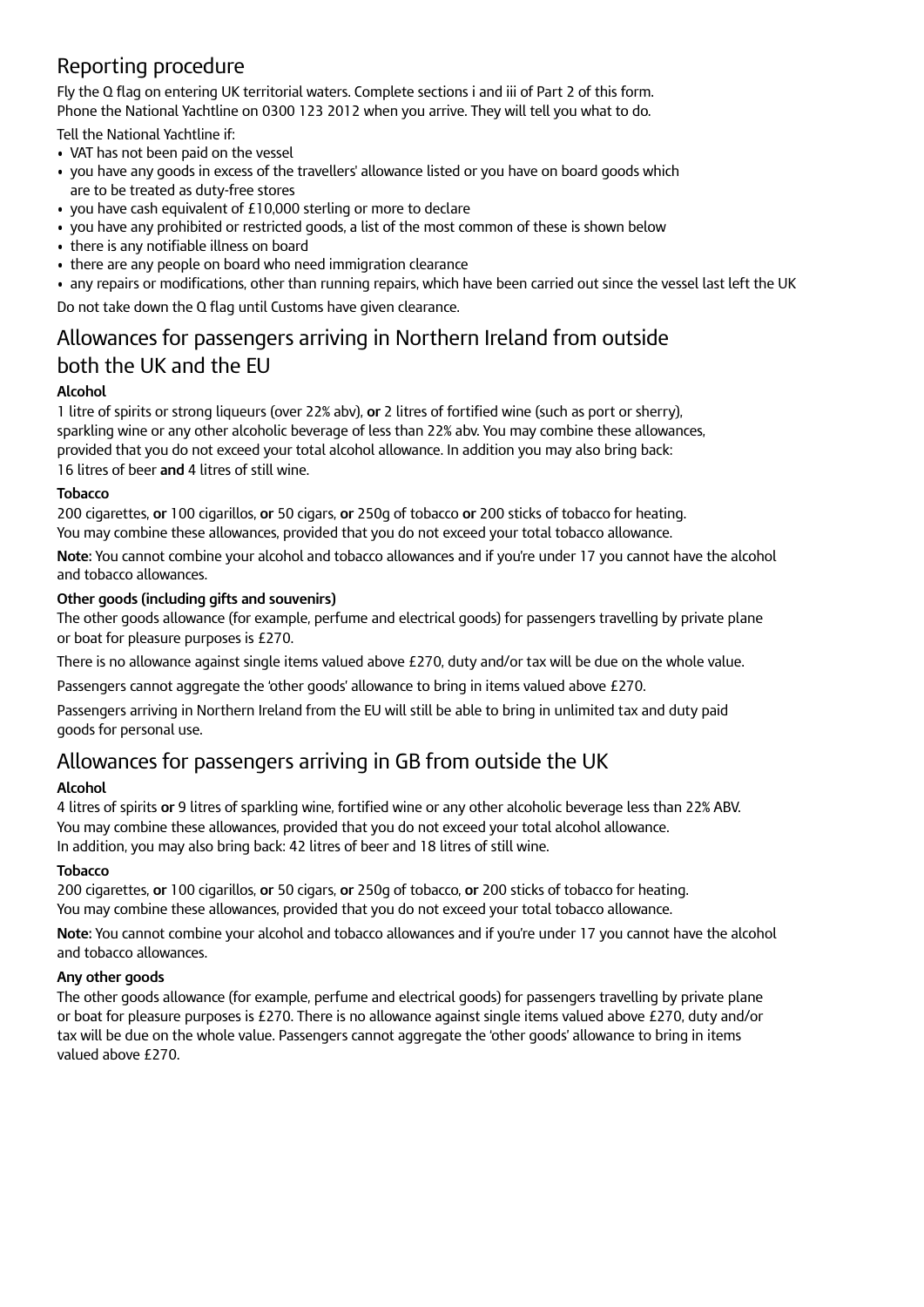## Reporting procedure

Fly the Q flag on entering UK territorial waters. Complete sections i and iii of Part 2 of this form.
Phone the National Yachtline on 0300 123 2012 when you arrive. They will tell you what to do.

Tell the National Yachtline if:

- VAT has not been paid on the vessel
- you have any goods in excess of the travellers' allowance listed or you have on board goods which are to be treated as duty-free stores
- you have cash equivalent of £10,000 sterling or more to declare
- you have any prohibited or restricted goods, a list of the most common of these is shown below
- there is any notifiable illness on board
- there are any people on board who need immigration clearance
- any repairs or modifications, other than running repairs, which have been carried out since the vessel last left the UK

Do not take down the Q flag until Customs have given clearance.

## Allowances for passengers arriving in Northern Ireland from outside both the UK and the EU

**Alcohol**

1 litre of spirits or strong liqueurs (over 22% abv), **or** 2 litres of fortified wine (such as port or sherry), sparkling wine or any other alcoholic beverage of less than 22% abv. You may combine these allowances, provided that you do not exceed your total alcohol allowance. In addition you may also bring back: 16 litres of beer **and** 4 litres of still wine.

**Tobacco**

200 cigarettes, **or** 100 cigarillos, **or** 50 cigars, **or** 250g of tobacco **or** 200 sticks of tobacco for heating. You may combine these allowances, provided that you do not exceed your total tobacco allowance.

**Note:** You cannot combine your alcohol and tobacco allowances and if you're under 17 you cannot have the alcohol and tobacco allowances.

**Other goods (including gifts and souvenirs)**

The other goods allowance (for example, perfume and electrical goods) for passengers travelling by private plane or boat for pleasure purposes is £270.

There is no allowance against single items valued above £270, duty and/or tax will be due on the whole value.

Passengers cannot aggregate the 'other goods' allowance to bring in items valued above £270.

Passengers arriving in Northern Ireland from the EU will still be able to bring in unlimited tax and duty paid goods for personal use.

## Allowances for passengers arriving in GB from outside the UK

**Alcohol**

4 litres of spirits **or** 9 litres of sparkling wine, fortified wine or any other alcoholic beverage less than 22% ABV. You may combine these allowances, provided that you do not exceed your total alcohol allowance. In addition, you may also bring back: 42 litres of beer and 18 litres of still wine.

**Tobacco**

200 cigarettes, **or** 100 cigarillos, **or** 50 cigars, **or** 250g of tobacco, **or** 200 sticks of tobacco for heating. You may combine these allowances, provided that you do not exceed your total tobacco allowance.

**Note:** You cannot combine your alcohol and tobacco allowances and if you're under 17 you cannot have the alcohol and tobacco allowances.

**Any other goods**

The other goods allowance (for example, perfume and electrical goods) for passengers travelling by private plane or boat for pleasure purposes is £270. There is no allowance against single items valued above £270, duty and/or tax will be due on the whole value. Passengers cannot aggregate the 'other goods' allowance to bring in items valued above £270.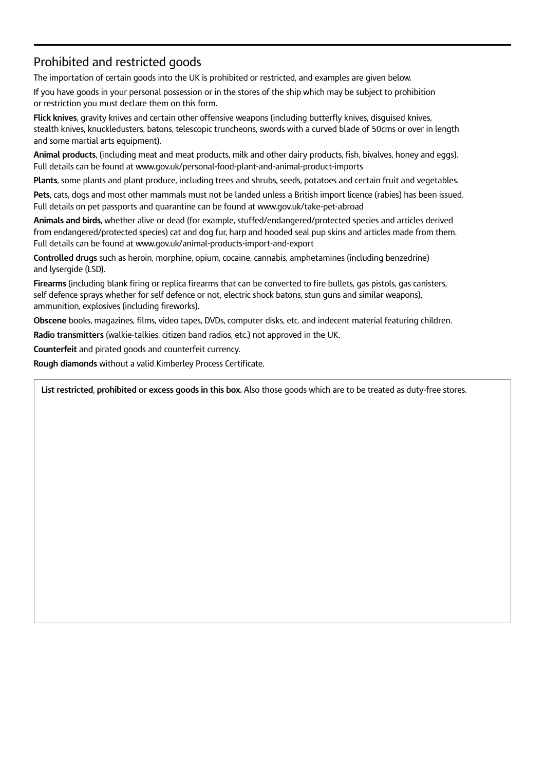## Prohibited and restricted goods

The importation of certain goods into the UK is prohibited or restricted, and examples are given below.

If you have goods in your personal possession or in the stores of the ship which may be subject to prohibition or restriction you must declare them on this form.

**Flick knives**, gravity knives and certain other offensive weapons (including butterfly knives, disguised knives, stealth knives, knuckledusters, batons, telescopic truncheons, swords with a curved blade of 50cms or over in length and some martial arts equipment).

**Animal products**, (including meat and meat products, milk and other dairy products, fish, bivalves, honey and eggs). Full details can be found at www.gov.uk/personal-food-plant-and-animal-product-imports

**Plants**, some plants and plant produce, including trees and shrubs, seeds, potatoes and certain fruit and vegetables.

**Pets**, cats, dogs and most other mammals must not be landed unless a British import licence (rabies) has been issued. Full details on pet passports and quarantine can be found at www.gov.uk/take-pet-abroad

**Animals and birds**, whether alive or dead (for example, stuffed/endangered/protected species and articles derived from endangered/protected species) cat and dog fur, harp and hooded seal pup skins and articles made from them. Full details can be found at www.gov.uk/animal-products-import-and-export

**Controlled drugs** such as heroin, morphine, opium, cocaine, cannabis, amphetamines (including benzedrine) and lysergide (LSD).

**Firearms** (including blank firing or replica firearms that can be converted to fire bullets, gas pistols, gas canisters, self defence sprays whether for self defence or not, electric shock batons, stun guns and similar weapons), ammunition, explosives (including fireworks).

**Obscene** books, magazines, films, video tapes, DVDs, computer disks, etc. and indecent material featuring children.

**Radio transmitters** (walkie-talkies, citizen band radios, etc.) not approved in the UK.

**Counterfeit** and pirated goods and counterfeit currency.

**Rough diamonds** without a valid Kimberley Process Certificate.

**List restricted, prohibited or excess goods in this box.** Also those goods which are to be treated as duty-free stores.